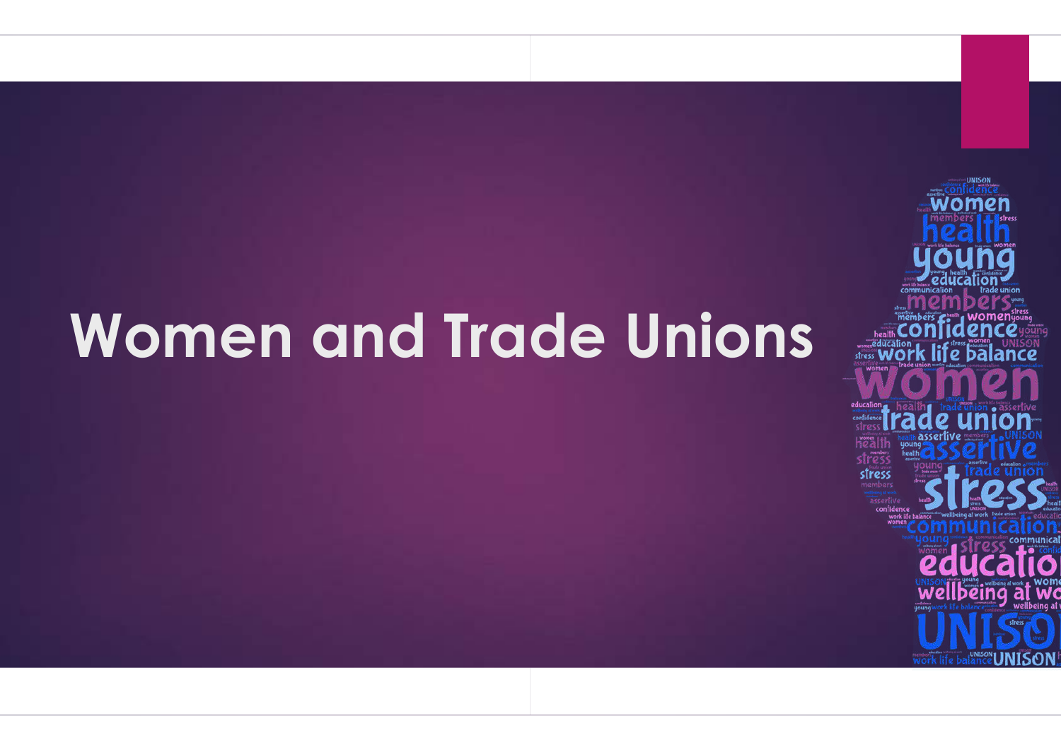# Women and Trade Unions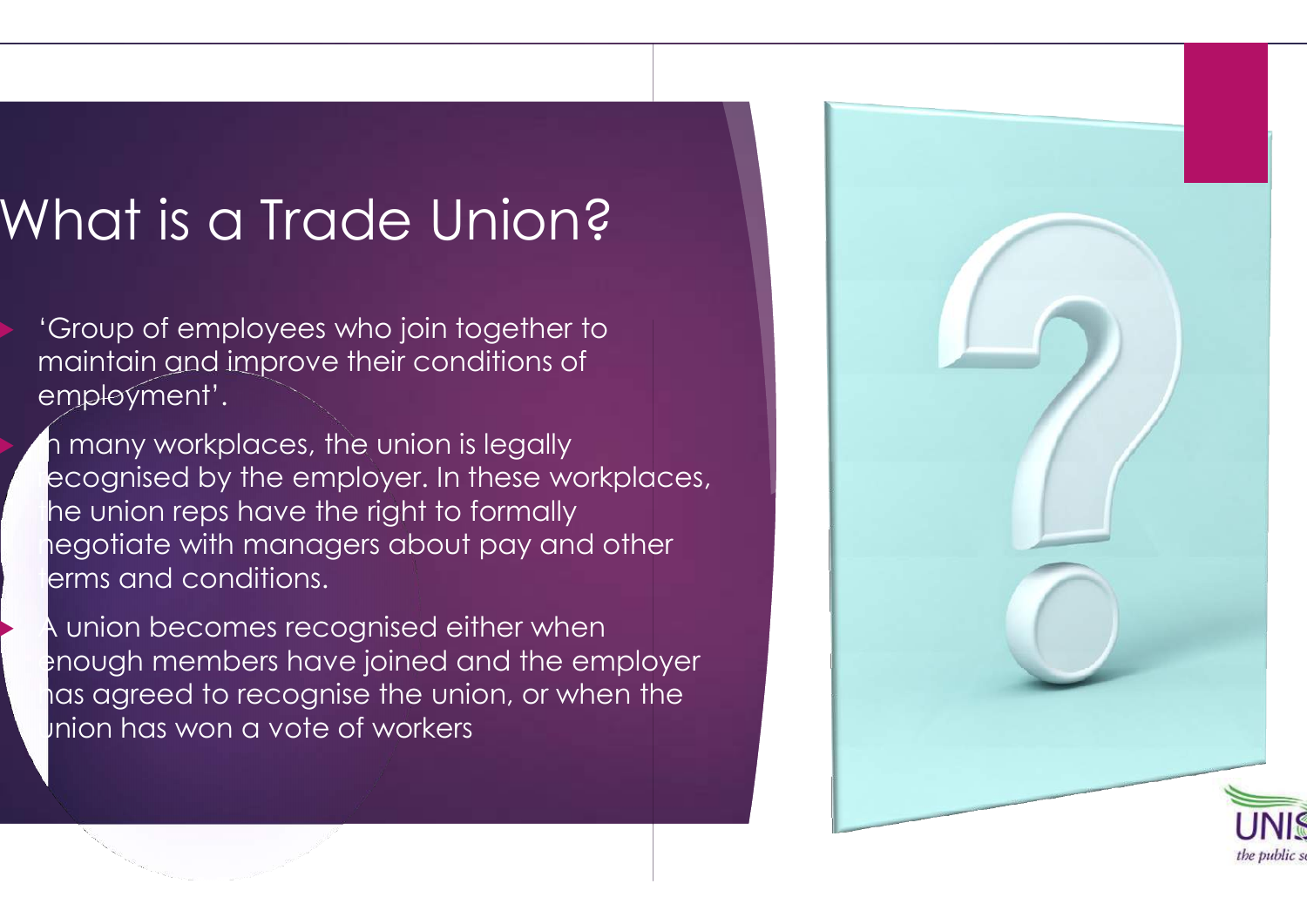# What is a Trade Union?

- 'Group of employees who join together to maintain and improve their conditions of employment'.
- In many workplaces, the union is legally recognised by the employer. In these workplaces, the union reps have the right to formally negotiate with managers about pay and other terms and conditions.
- A union becomes recognised either when enough members have joined and the employer has agreed to recognise the union, or when the union has won a vote of workers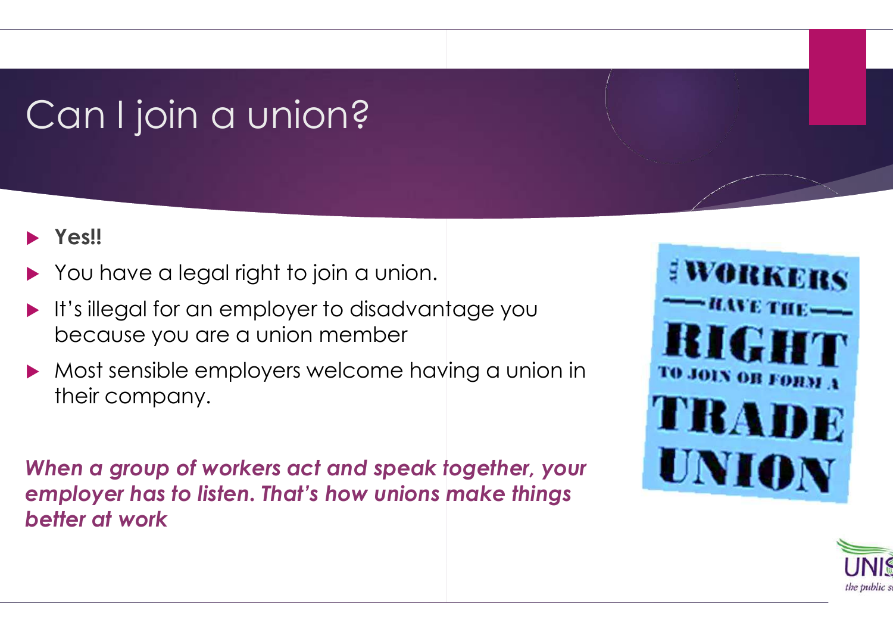# Can I join a union?

- **Yes!!**
- You have a legal right to join a union.
- It's illegal for an employer to disadvantage you because you are a union member
- Most sensible employers welcome having a union in their company.

***When a group of workers act and speak together, your employer has to listen. That's how unions make things better at work***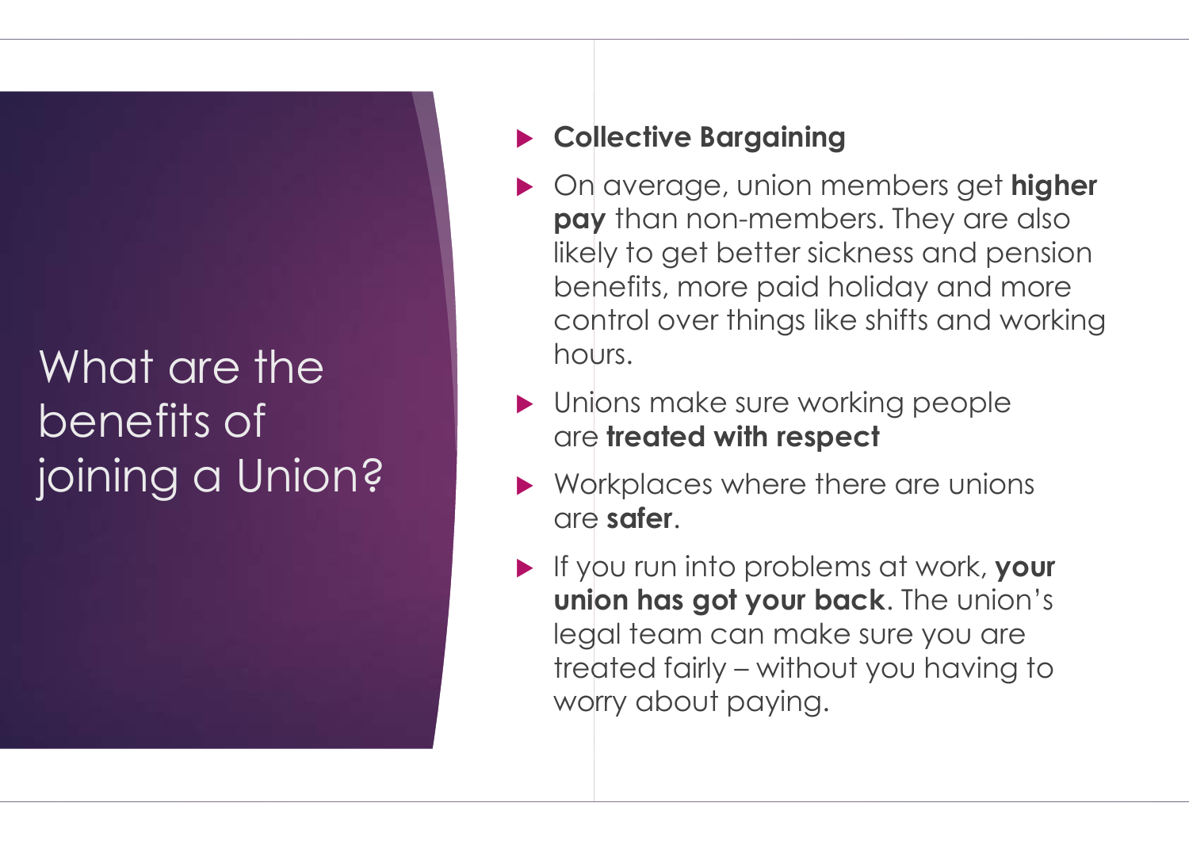# What are the benefits of joining a Union?

- **Collective Bargaining**
- On average, union members get **higher pay** than non-members. They are also likely to get better sickness and pension benefits, more paid holiday and more control over things like shifts and working hours.
- Unions make sure working people are **treated with respect**
- Workplaces where there are unions are **safer**.
- If you run into problems at work, **your union has got your back**. The union's legal team can make sure you are treated fairly – without you having to worry about paying.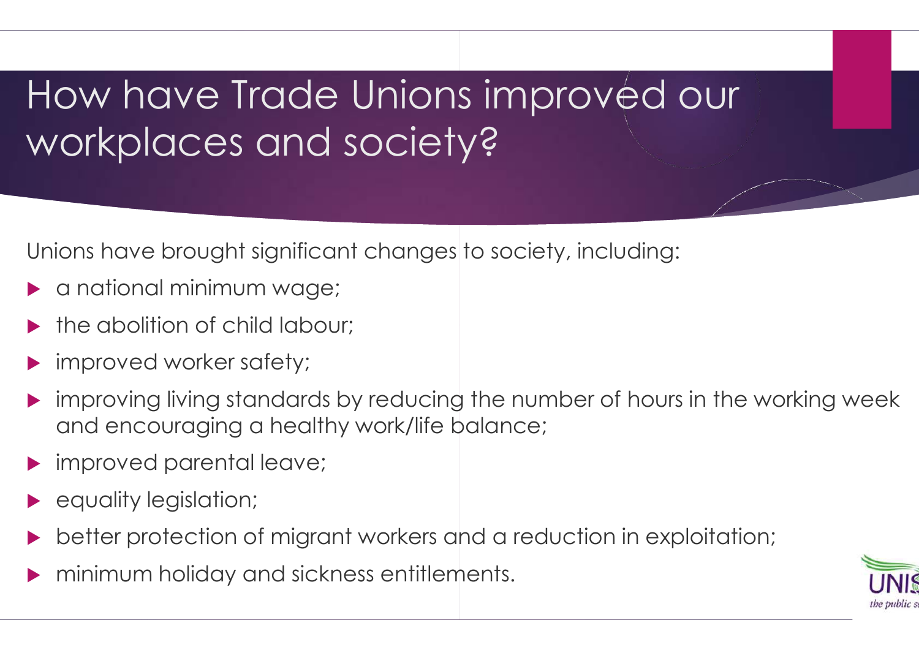# How have Trade Unions improved our workplaces and society?

Unions have brought significant changes to society, including:

- a national minimum wage;
- the abolition of child labour;
- improved worker safety;
- improving living standards by reducing the number of hours in the working week and encouraging a healthy work/life balance;
- improved parental leave;
- equality legislation;
- better protection of migrant workers and a reduction in exploitation;
- minimum holiday and sickness entitlements.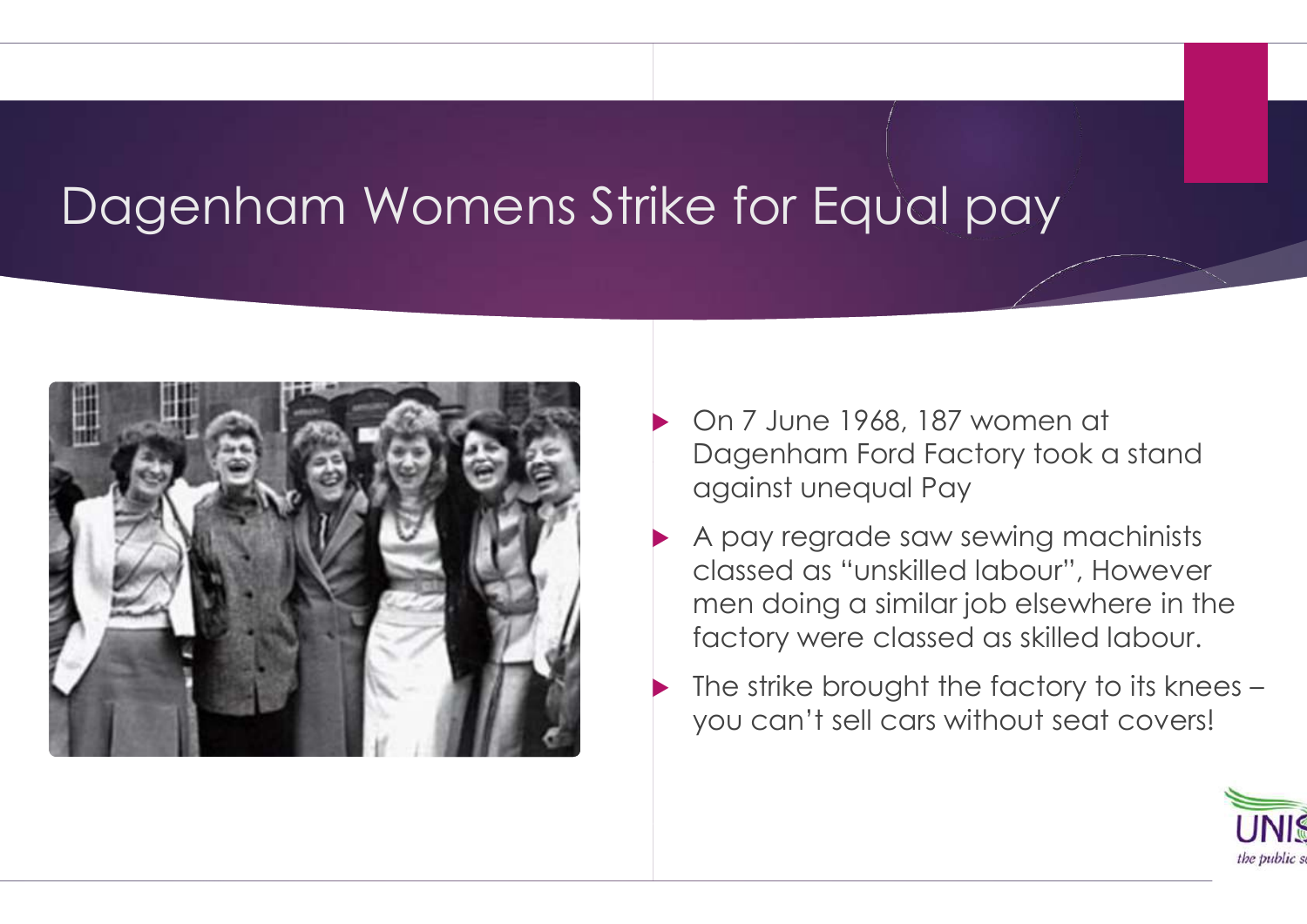# Dagenham Womens Strike for Equal pay

- On 7 June 1968, 187 women at Dagenham Ford Factory took a stand against unequal Pay
- A pay regrade saw sewing machinists classed as "unskilled labour", However men doing a similar job elsewhere in the factory were classed as skilled labour.
- The strike brought the factory to its knees – you can't sell cars without seat covers!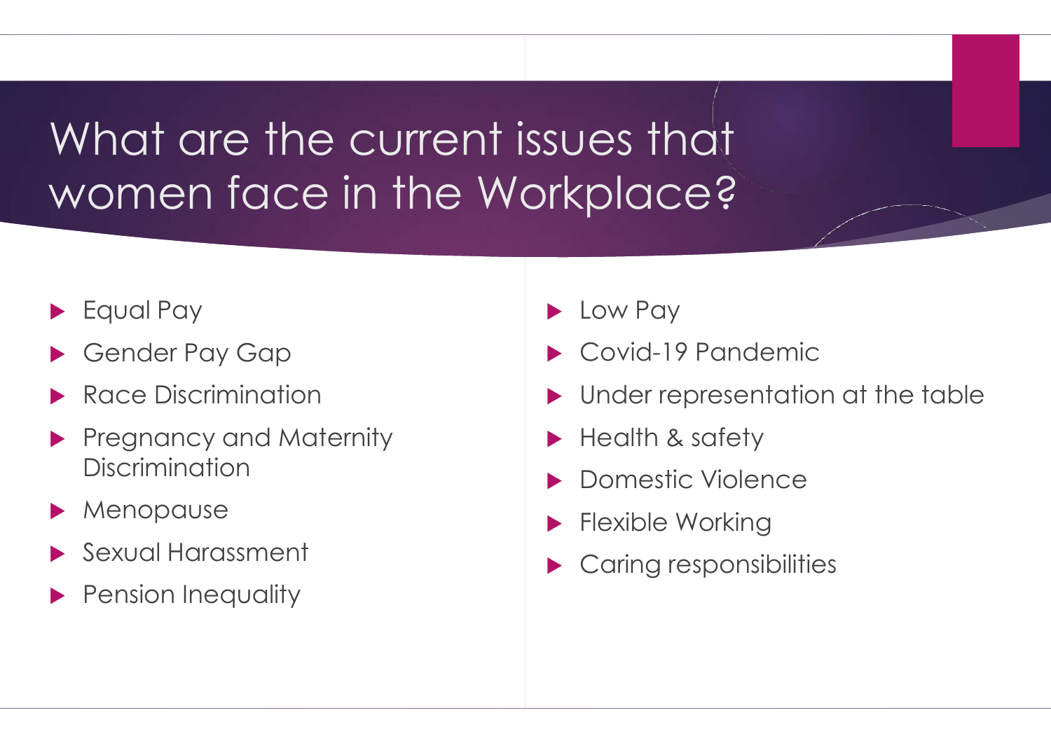# What are the current issues that women face in the Workplace?

- Equal Pay
- Gender Pay Gap
- Race Discrimination
- Pregnancy and Maternity Discrimination
- Menopause
- Sexual Harassment
- Pension Inequality
- Low Pay
- Covid-19 Pandemic
- Under representation at the table
- Health & safety
- Domestic Violence
- Flexible Working
- Caring responsibilities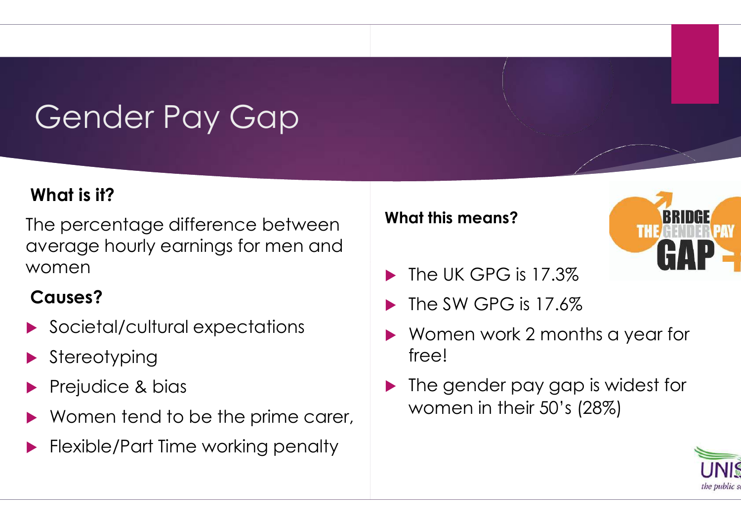# Gender Pay Gap

**What is it?**

The percentage difference between average hourly earnings for men and women

**Causes?**

- Societal/cultural expectations
- Stereotyping
- Prejudice & bias
- Women tend to be the prime carer,
- Flexible/Part Time working penalty

**What this means?**

- The UK GPG is 17.3%
- The SW GPG is 17.6%
- Women work 2 months a year for free!
- The gender pay gap is widest for women in their 50's (28%)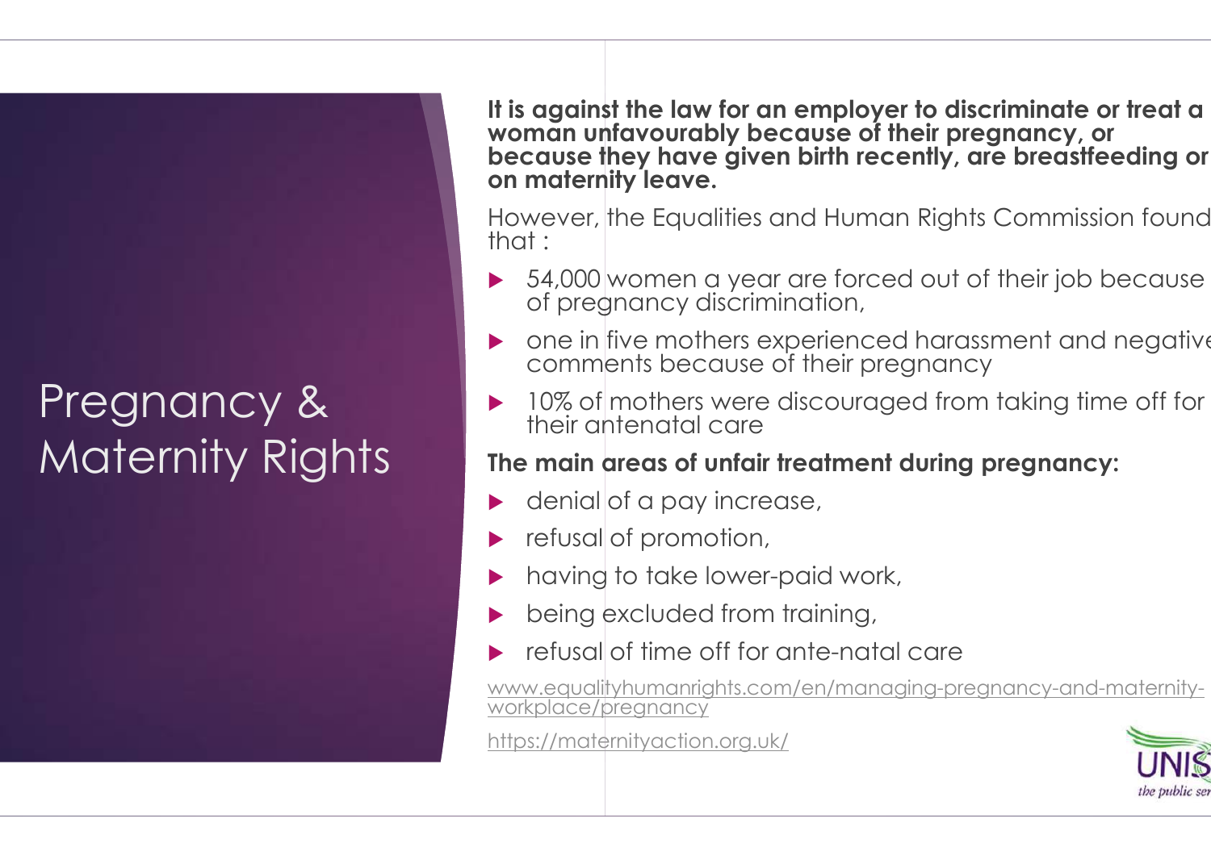# Pregnancy & Maternity Rights

**It is against the law for an employer to discriminate or treat a woman unfavourably because of their pregnancy, or because they have given birth recently, are breastfeeding or on maternity leave.**

However, the Equalities and Human Rights Commission found that :

- 54,000 women a year are forced out of their job because of pregnancy discrimination,
- one in five mothers experienced harassment and negative comments because of their pregnancy
- 10% of mothers were discouraged from taking time off for their antenatal care

**The main areas of unfair treatment during pregnancy:**

- denial of a pay increase,
- refusal of promotion,
- having to take lower-paid work,
- being excluded from training,
- refusal of time off for ante-natal care

www.equalityhumanrights.com/en/managing-pregnancy-and-maternity-workplace/pregnancy

https://maternityaction.org.uk/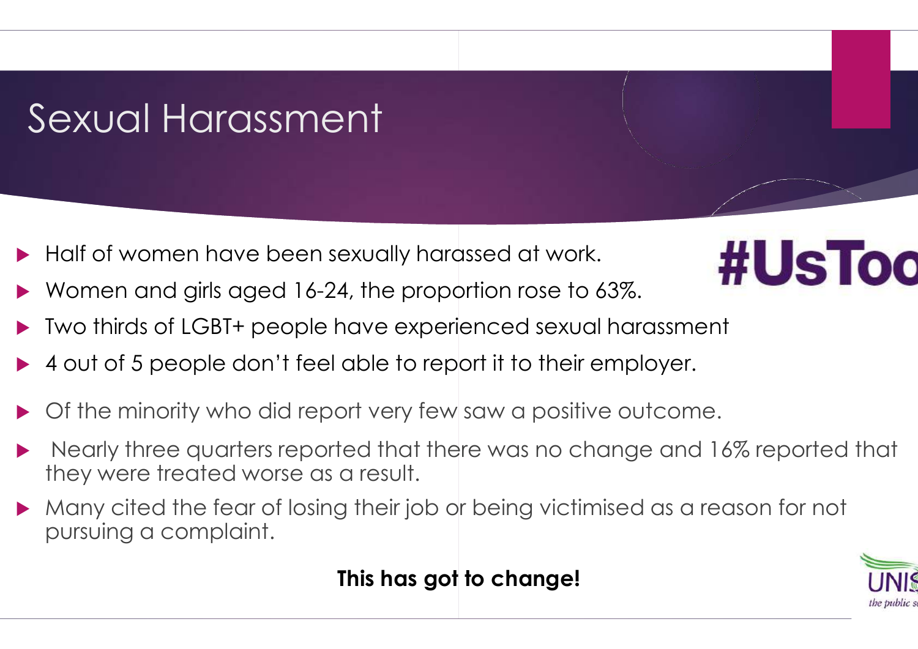# Sexual Harassment

#UsToo

- Half of women have been sexually harassed at work.
- Women and girls aged 16-24, the proportion rose to 63%.
- Two thirds of LGBT+ people have experienced sexual harassment
- 4 out of 5 people don't feel able to report it to their employer.
- Of the minority who did report very few saw a positive outcome.
- Nearly three quarters reported that there was no change and 16% reported that they were treated worse as a result.
- Many cited the fear of losing their job or being victimised as a reason for not pursuing a complaint.

**This has got to change!**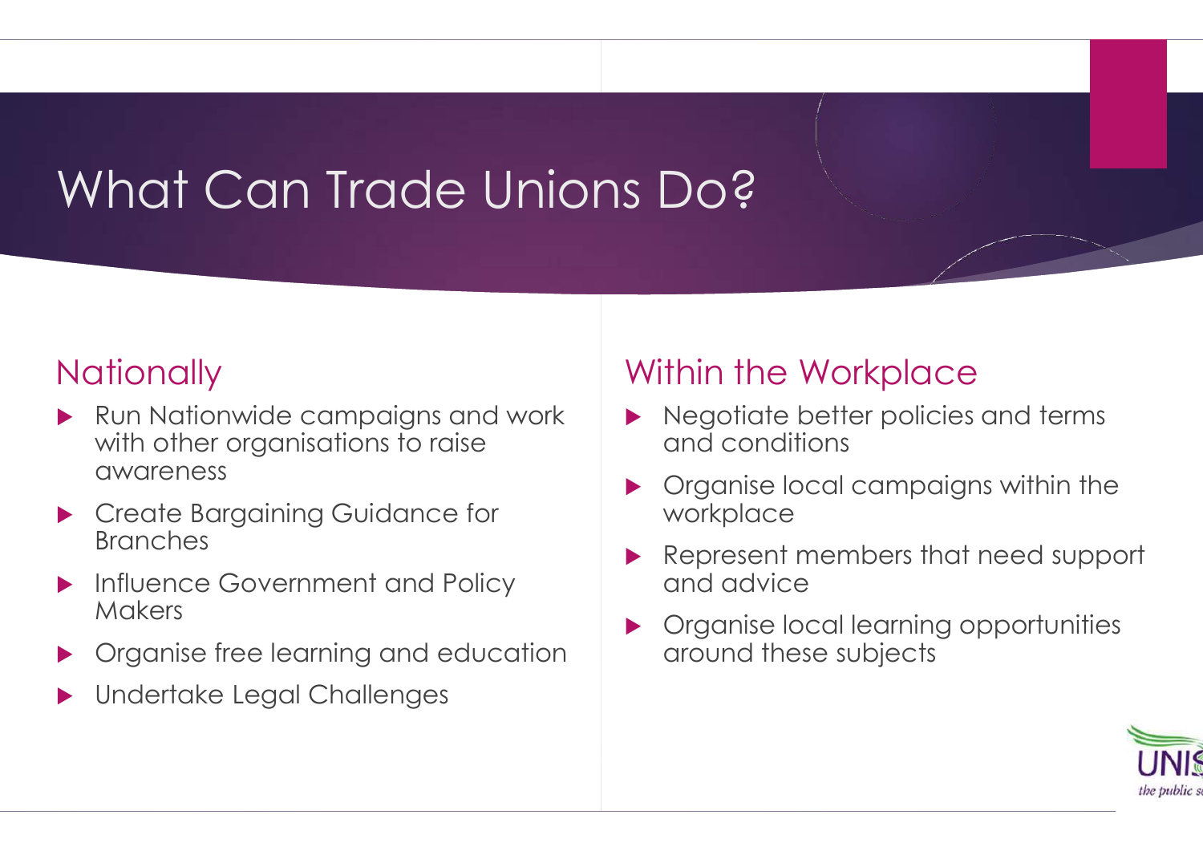# What Can Trade Unions Do?

## Nationally

- Run Nationwide campaigns and work with other organisations to raise awareness
- Create Bargaining Guidance for Branches
- Influence Government and Policy Makers
- Organise free learning and education
- Undertake Legal Challenges

## Within the Workplace

- Negotiate better policies and terms and conditions
- Organise local campaigns within the workplace
- Represent members that need support and advice
- Organise local learning opportunities around these subjects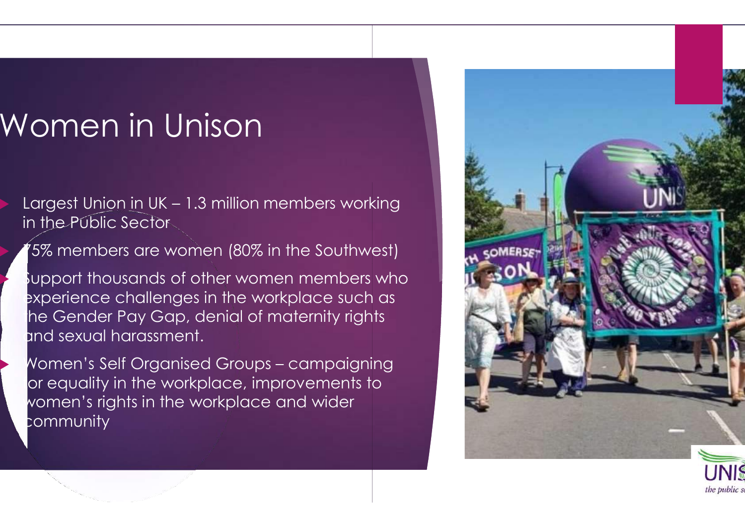# Women in Unison

- Largest Union in UK – 1.3 million members working in the Public Sector
- 75% members are women (80% in the Southwest)
- Support thousands of other women members who experience challenges in the workplace such as the Gender Pay Gap, denial of maternity rights and sexual harassment.
- Women's Self Organised Groups – campaigning for equality in the workplace, improvements to women's rights in the workplace and wider community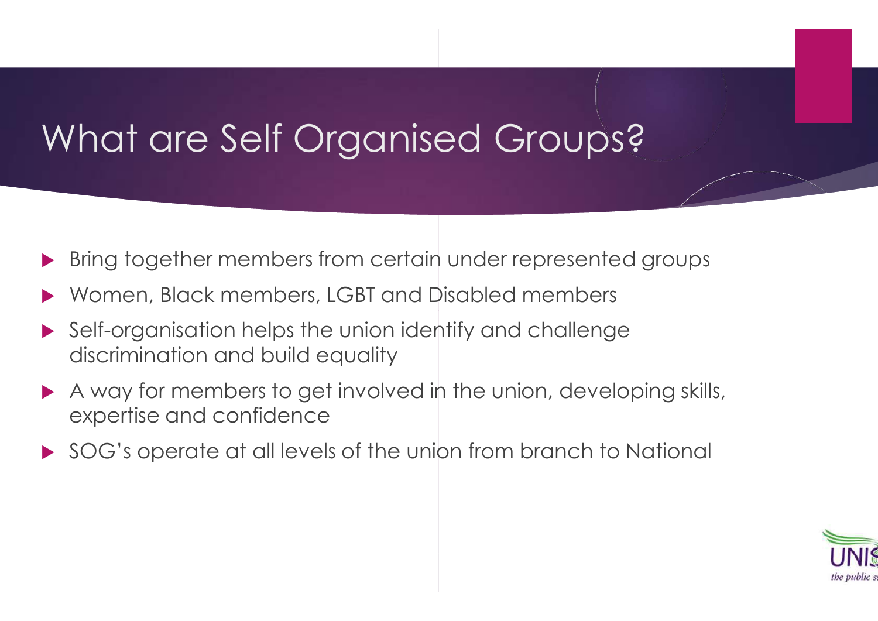# What are Self Organised Groups?

- Bring together members from certain under represented groups
- Women, Black members, LGBT and Disabled members
- Self-organisation helps the union identify and challenge discrimination and build equality
- A way for members to get involved in the union, developing skills, expertise and confidence
- SOG's operate at all levels of the union from branch to National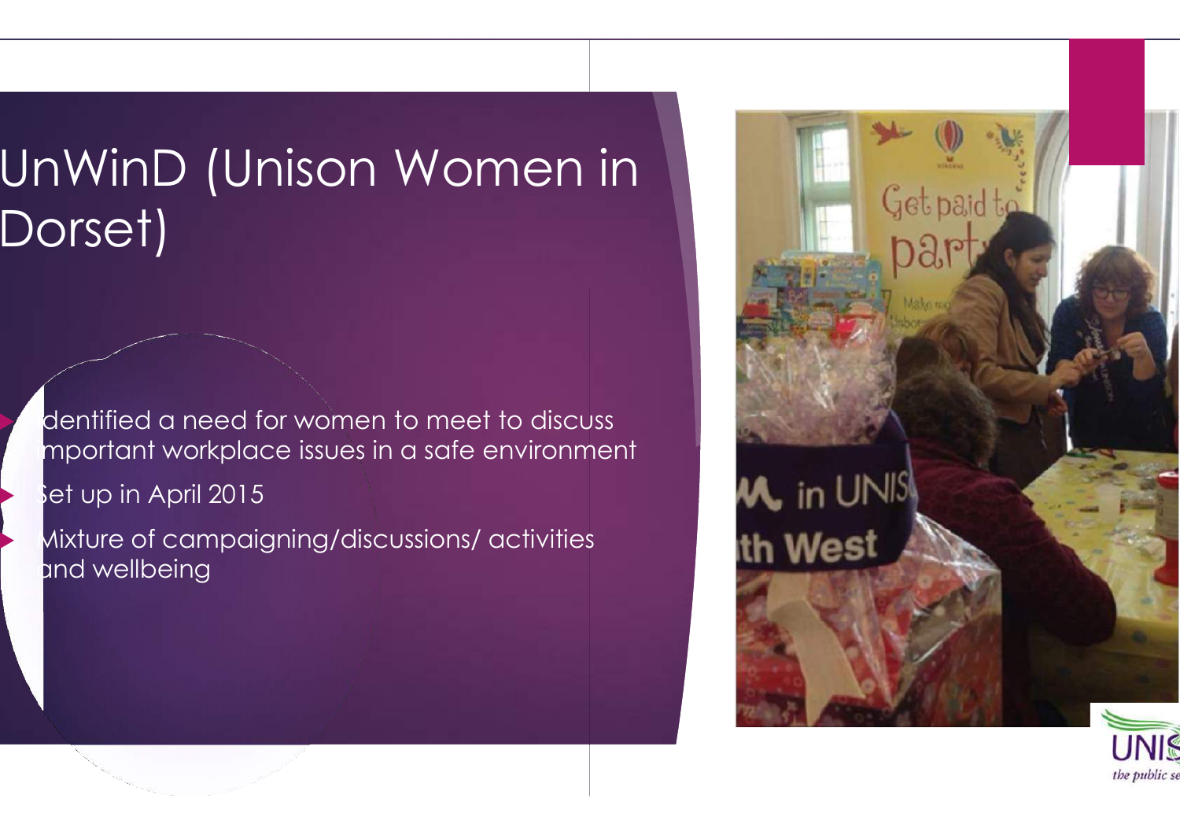# UnWinD (Unison Women in Dorset)

- Identified a need for women to meet to discuss important workplace issues in a safe environment
- Set up in April 2015
- Mixture of campaigning/discussions/ activities and wellbeing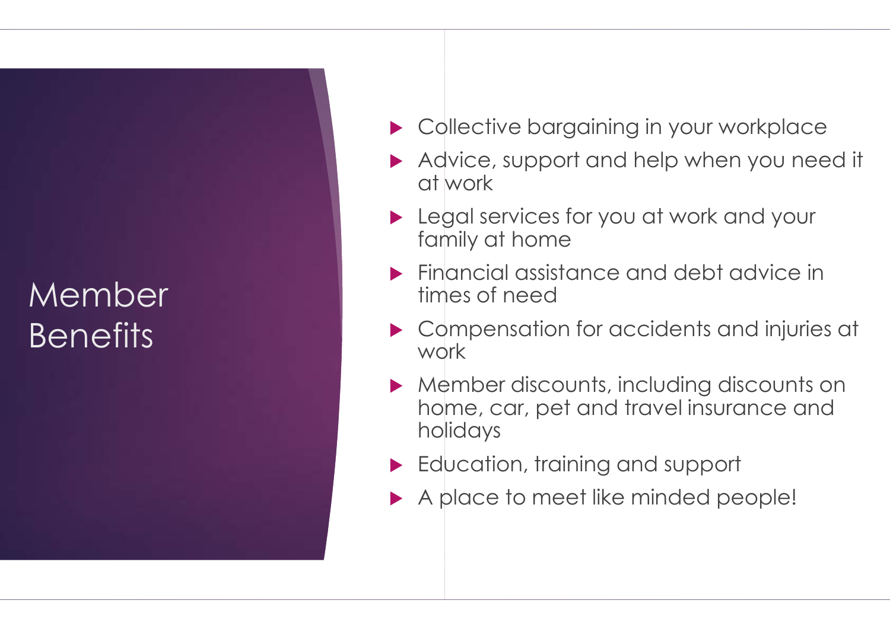# Member Benefits

- Collective bargaining in your workplace
- Advice, support and help when you need it at work
- Legal services for you at work and your family at home
- Financial assistance and debt advice in times of need
- Compensation for accidents and injuries at work
- Member discounts, including discounts on home, car, pet and travel insurance and holidays
- Education, training and support
- A place to meet like minded people!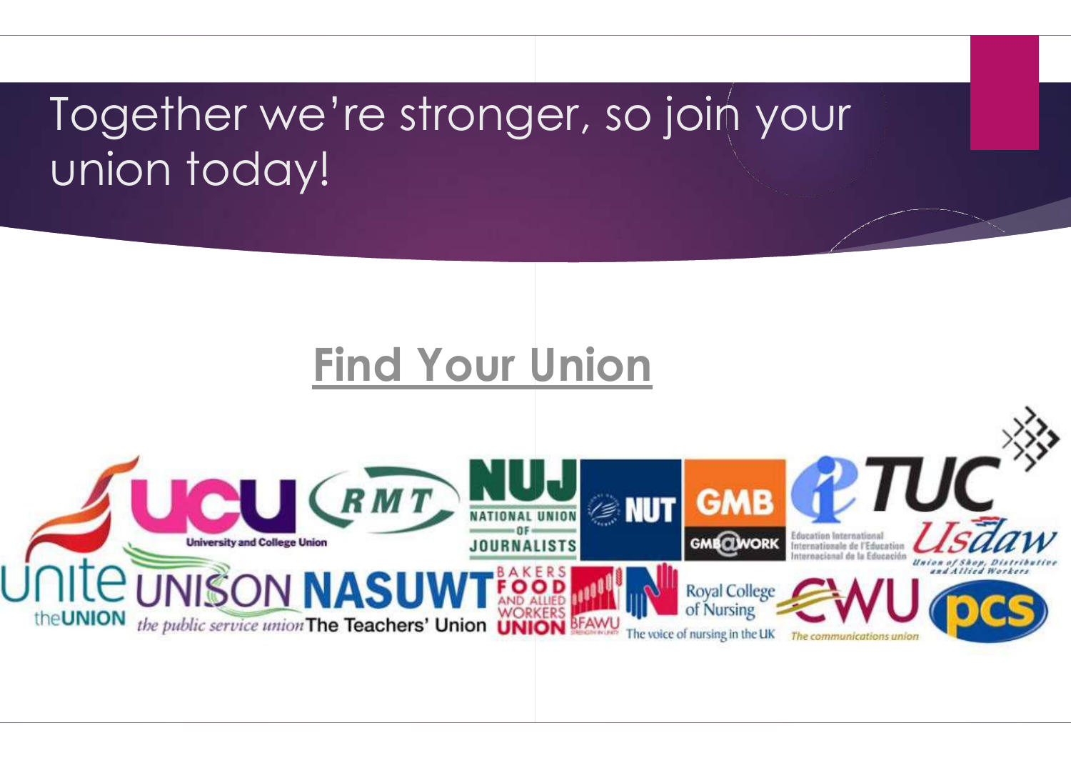# Together we're stronger, so join your union today!

## Find Your Union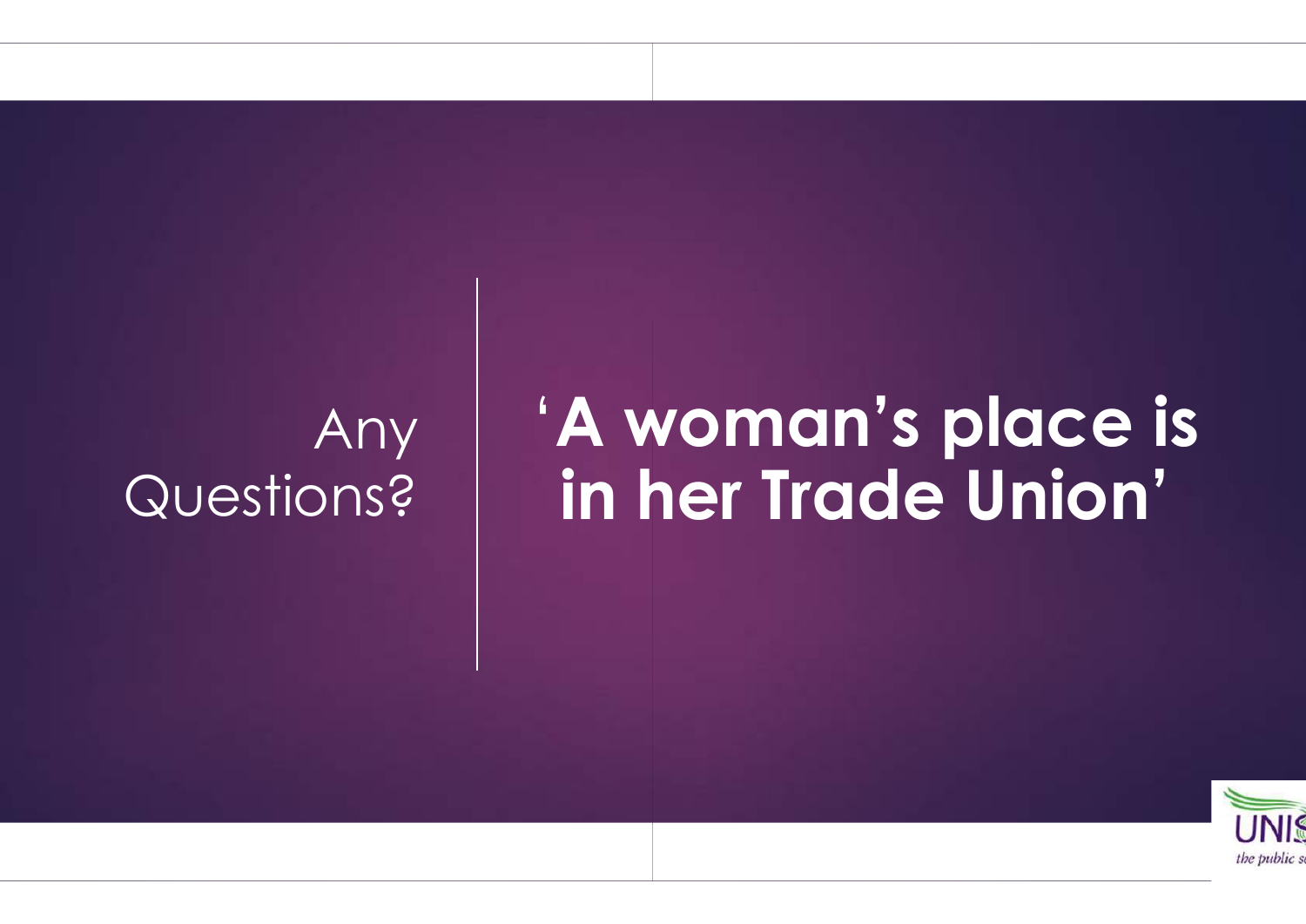Any Questions?

# 'A woman's place is in her Trade Union'